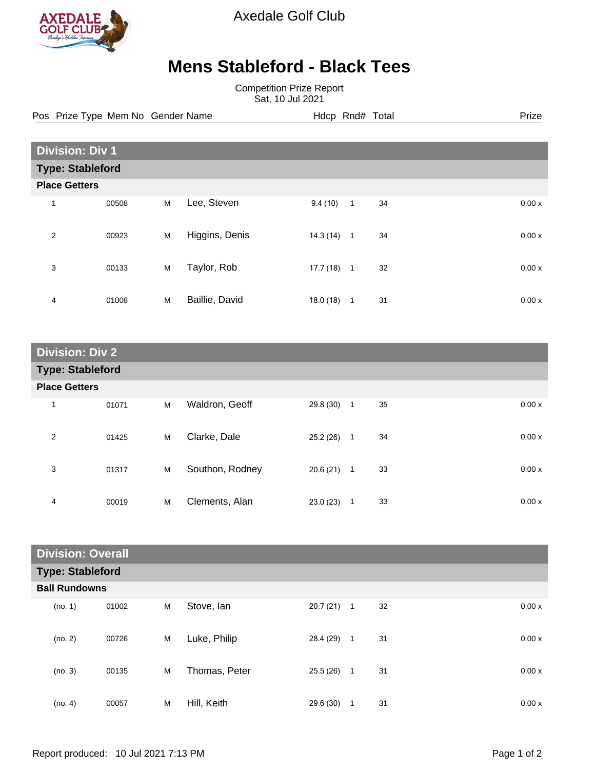Axedale Golf Club

# Mens Stableford - Black Tees

Competition Prize Report
Sat, 10 Jul 2021

## Division: Div 1

### Type: Stableford

**Place Getters**

| Pos | Prize Type | Mem No | Gender | Name | Hdcp | Rnd# | Total | Prize |
|---|---|---|---|---|---|---|---|---|
| 1 | | 00508 | M | Lee, Steven | 9.4 (10) | 1 | 34 | 0.00 x |
| 2 | | 00923 | M | Higgins, Denis | 14.3 (14) | 1 | 34 | 0.00 x |
| 3 | | 00133 | M | Taylor, Rob | 17.7 (18) | 1 | 32 | 0.00 x |
| 4 | | 01008 | M | Baillie, David | 18.0 (18) | 1 | 31 | 0.00 x |

## Division: Div 2

### Type: Stableford

**Place Getters**

| Pos | Prize Type | Mem No | Gender | Name | Hdcp | Rnd# | Total | Prize |
|---|---|---|---|---|---|---|---|---|
| 1 | | 01071 | M | Waldron, Geoff | 29.8 (30) | 1 | 35 | 0.00 x |
| 2 | | 01425 | M | Clarke, Dale | 25.2 (26) | 1 | 34 | 0.00 x |
| 3 | | 01317 | M | Southon, Rodney | 20.6 (21) | 1 | 33 | 0.00 x |
| 4 | | 00019 | M | Clements, Alan | 23.0 (23) | 1 | 33 | 0.00 x |

## Division: Overall

### Type: Stableford

**Ball Rundowns**

| Pos | Prize Type | Mem No | Gender | Name | Hdcp | Rnd# | Total | Prize |
|---|---|---|---|---|---|---|---|---|
| (no. 1) | | 01002 | M | Stove, Ian | 20.7 (21) | 1 | 32 | 0.00 x |
| (no. 2) | | 00726 | M | Luke, Philip | 28.4 (29) | 1 | 31 | 0.00 x |
| (no. 3) | | 00135 | M | Thomas, Peter | 25.5 (26) | 1 | 31 | 0.00 x |
| (no. 4) | | 00057 | M | Hill, Keith | 29.6 (30) | 1 | 31 | 0.00 x |

Report produced: 10 Jul 2021 7:13 PM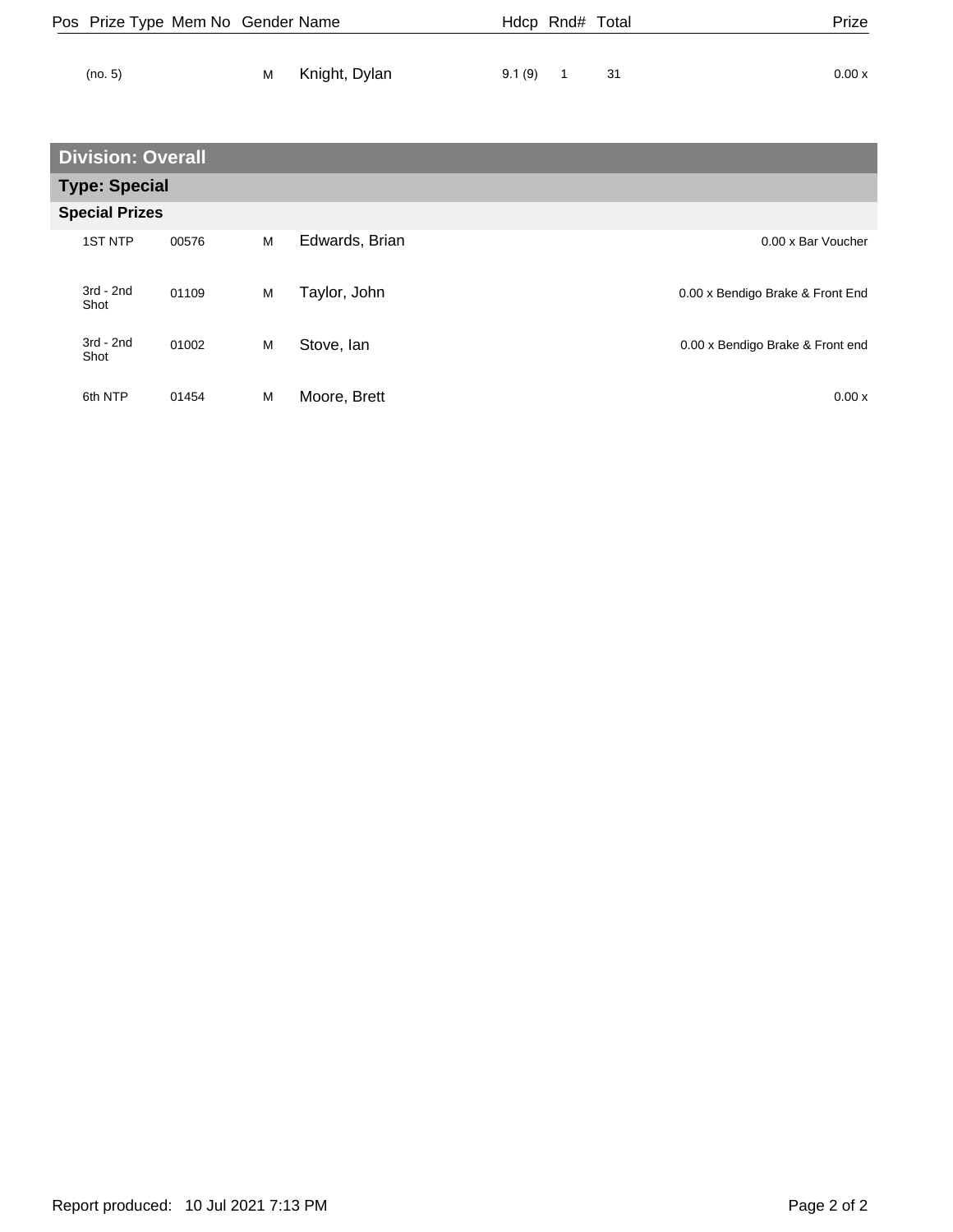| Pos | Prize Type | Mem No | Gender | Name | Hdcp | Rnd# | Total | Prize |
|---|---|---|---|---|---|---|---|---|
| | (no. 5) | | M | Knight, Dylan | 9.1 (9) | 1 | 31 | 0.00 x |

## Division: Overall

### Type: Special

#### Special Prizes

| Prize Type | Mem No | Gender | Name | Prize |
|---|---|---|---|---|
| 1ST NTP | 00576 | M | Edwards, Brian | 0.00 x Bar Voucher |
| 3rd - 2nd Shot | 01109 | M | Taylor, John | 0.00 x Bendigo Brake & Front End |
| 3rd - 2nd Shot | 01002 | M | Stove, Ian | 0.00 x Bendigo Brake & Front end |
| 6th NTP | 01454 | M | Moore, Brett | 0.00 x |

Report produced: 10 Jul 2021 7:13 PM